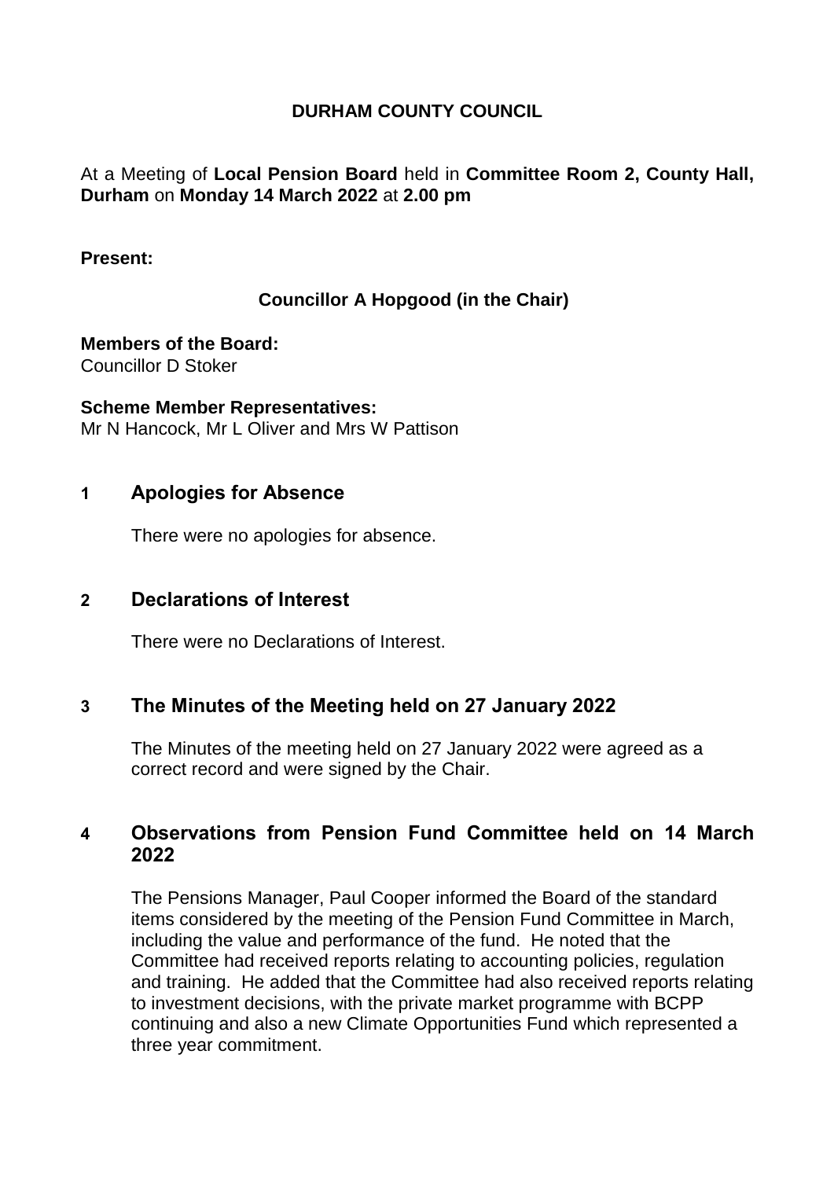# DURHAM COUNTY COUNCIL

At a Meeting of **Local Pension Board** held in **Committee Room 2, County Hall, Durham** on **Monday 14 March 2022** at **2.00 pm**

**Present:**

**Councillor A Hopgood (in the Chair)**

**Members of the Board:**
Councillor D Stoker

**Scheme Member Representatives:**
Mr N Hancock, Mr L Oliver and Mrs W Pattison

## 1 Apologies for Absence

There were no apologies for absence.

## 2 Declarations of Interest

There were no Declarations of Interest.

## 3 The Minutes of the Meeting held on 27 January 2022

The Minutes of the meeting held on 27 January 2022 were agreed as a correct record and were signed by the Chair.

## 4 Observations from Pension Fund Committee held on 14 March 2022

The Pensions Manager, Paul Cooper informed the Board of the standard items considered by the meeting of the Pension Fund Committee in March, including the value and performance of the fund. He noted that the Committee had received reports relating to accounting policies, regulation and training. He added that the Committee had also received reports relating to investment decisions, with the private market programme with BCPP continuing and also a new Climate Opportunities Fund which represented a three year commitment.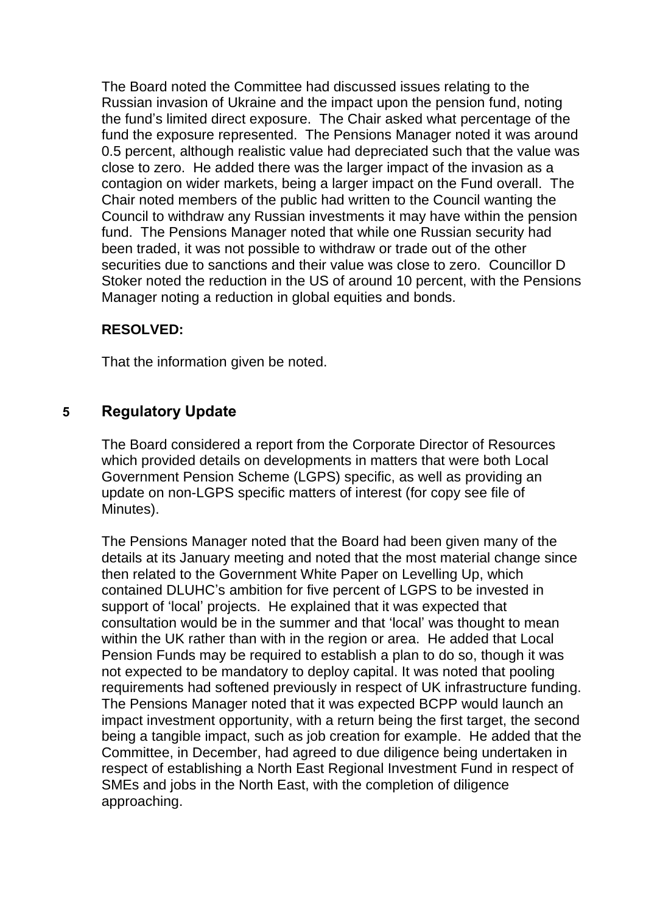The Board noted the Committee had discussed issues relating to the Russian invasion of Ukraine and the impact upon the pension fund, noting the fund's limited direct exposure. The Chair asked what percentage of the fund the exposure represented. The Pensions Manager noted it was around 0.5 percent, although realistic value had depreciated such that the value was close to zero. He added there was the larger impact of the invasion as a contagion on wider markets, being a larger impact on the Fund overall. The Chair noted members of the public had written to the Council wanting the Council to withdraw any Russian investments it may have within the pension fund. The Pensions Manager noted that while one Russian security had been traded, it was not possible to withdraw or trade out of the other securities due to sanctions and their value was close to zero. Councillor D Stoker noted the reduction in the US of around 10 percent, with the Pensions Manager noting a reduction in global equities and bonds.

**RESOLVED:**

That the information given be noted.

## 5 Regulatory Update

The Board considered a report from the Corporate Director of Resources which provided details on developments in matters that were both Local Government Pension Scheme (LGPS) specific, as well as providing an update on non-LGPS specific matters of interest (for copy see file of Minutes).

The Pensions Manager noted that the Board had been given many of the details at its January meeting and noted that the most material change since then related to the Government White Paper on Levelling Up, which contained DLUHC's ambition for five percent of LGPS to be invested in support of 'local' projects. He explained that it was expected that consultation would be in the summer and that 'local' was thought to mean within the UK rather than with in the region or area. He added that Local Pension Funds may be required to establish a plan to do so, though it was not expected to be mandatory to deploy capital. It was noted that pooling requirements had softened previously in respect of UK infrastructure funding. The Pensions Manager noted that it was expected BCPP would launch an impact investment opportunity, with a return being the first target, the second being a tangible impact, such as job creation for example. He added that the Committee, in December, had agreed to due diligence being undertaken in respect of establishing a North East Regional Investment Fund in respect of SMEs and jobs in the North East, with the completion of diligence approaching.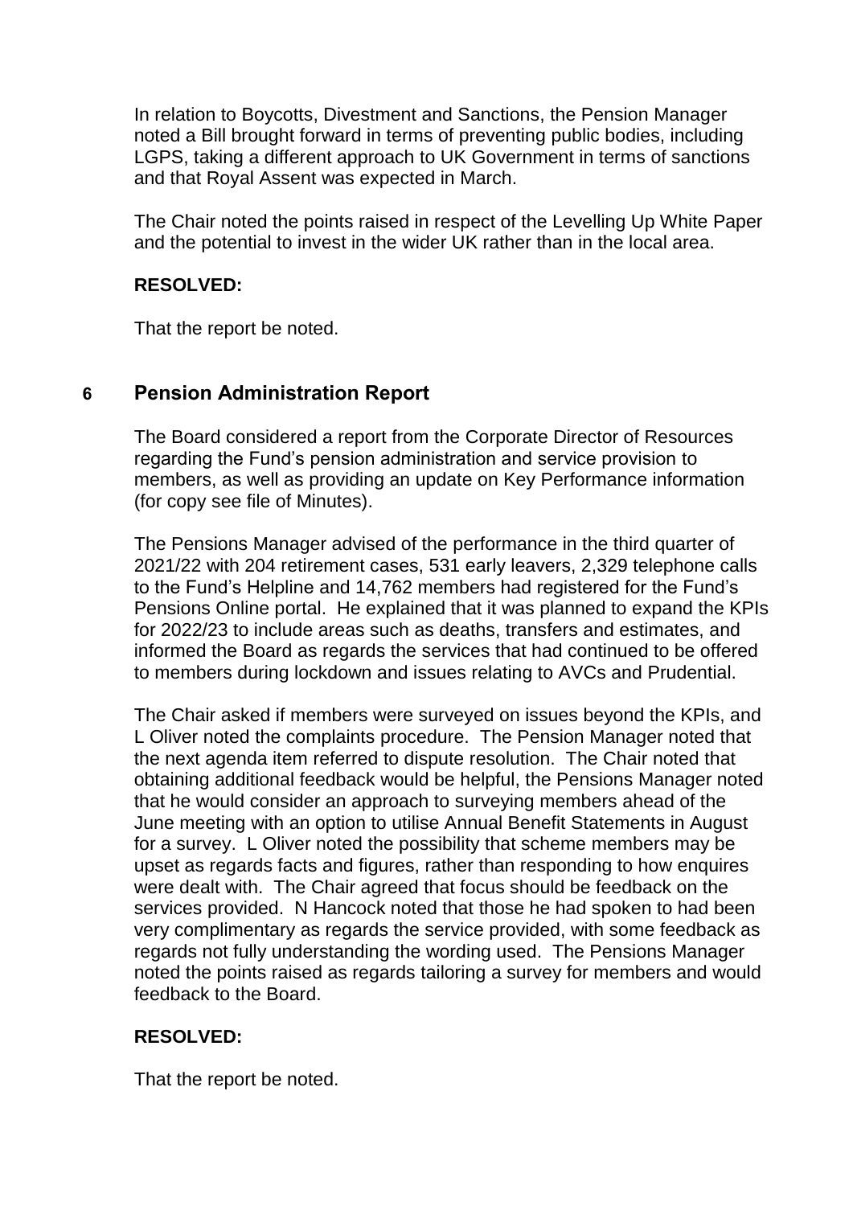In relation to Boycotts, Divestment and Sanctions, the Pension Manager noted a Bill brought forward in terms of preventing public bodies, including LGPS, taking a different approach to UK Government in terms of sanctions and that Royal Assent was expected in March.

The Chair noted the points raised in respect of the Levelling Up White Paper and the potential to invest in the wider UK rather than in the local area.

**RESOLVED:**

That the report be noted.

## 6 Pension Administration Report

The Board considered a report from the Corporate Director of Resources regarding the Fund's pension administration and service provision to members, as well as providing an update on Key Performance information (for copy see file of Minutes).

The Pensions Manager advised of the performance in the third quarter of 2021/22 with 204 retirement cases, 531 early leavers, 2,329 telephone calls to the Fund's Helpline and 14,762 members had registered for the Fund's Pensions Online portal. He explained that it was planned to expand the KPIs for 2022/23 to include areas such as deaths, transfers and estimates, and informed the Board as regards the services that had continued to be offered to members during lockdown and issues relating to AVCs and Prudential.

The Chair asked if members were surveyed on issues beyond the KPIs, and L Oliver noted the complaints procedure. The Pension Manager noted that the next agenda item referred to dispute resolution. The Chair noted that obtaining additional feedback would be helpful, the Pensions Manager noted that he would consider an approach to surveying members ahead of the June meeting with an option to utilise Annual Benefit Statements in August for a survey. L Oliver noted the possibility that scheme members may be upset as regards facts and figures, rather than responding to how enquires were dealt with. The Chair agreed that focus should be feedback on the services provided. N Hancock noted that those he had spoken to had been very complimentary as regards the service provided, with some feedback as regards not fully understanding the wording used. The Pensions Manager noted the points raised as regards tailoring a survey for members and would feedback to the Board.

**RESOLVED:**

That the report be noted.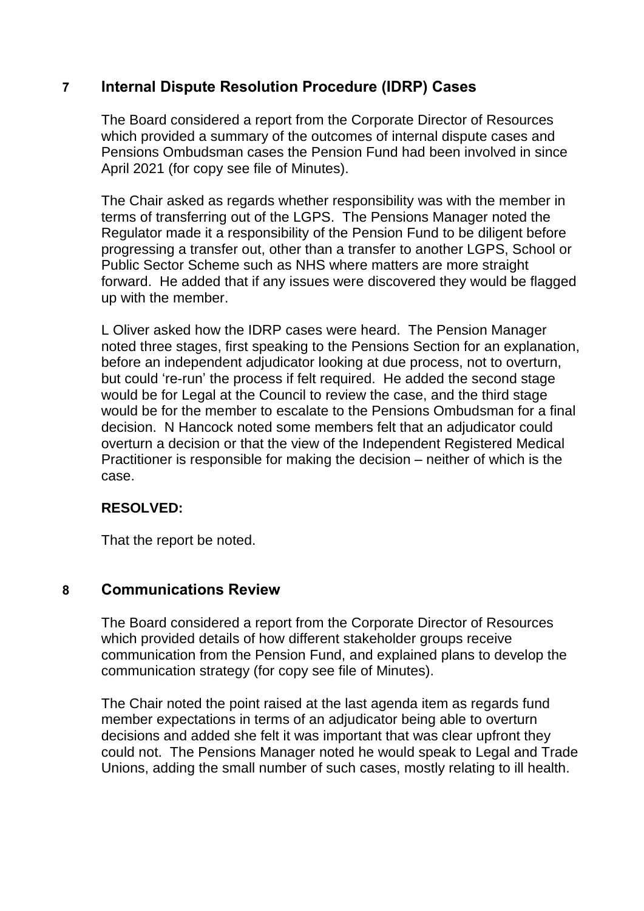## 7 Internal Dispute Resolution Procedure (IDRP) Cases

The Board considered a report from the Corporate Director of Resources which provided a summary of the outcomes of internal dispute cases and Pensions Ombudsman cases the Pension Fund had been involved in since April 2021 (for copy see file of Minutes).

The Chair asked as regards whether responsibility was with the member in terms of transferring out of the LGPS. The Pensions Manager noted the Regulator made it a responsibility of the Pension Fund to be diligent before progressing a transfer out, other than a transfer to another LGPS, School or Public Sector Scheme such as NHS where matters are more straight forward. He added that if any issues were discovered they would be flagged up with the member.

L Oliver asked how the IDRP cases were heard. The Pension Manager noted three stages, first speaking to the Pensions Section for an explanation, before an independent adjudicator looking at due process, not to overturn, but could 're-run' the process if felt required. He added the second stage would be for Legal at the Council to review the case, and the third stage would be for the member to escalate to the Pensions Ombudsman for a final decision. N Hancock noted some members felt that an adjudicator could overturn a decision or that the view of the Independent Registered Medical Practitioner is responsible for making the decision – neither of which is the case.

**RESOLVED:**

That the report be noted.

## 8 Communications Review

The Board considered a report from the Corporate Director of Resources which provided details of how different stakeholder groups receive communication from the Pension Fund, and explained plans to develop the communication strategy (for copy see file of Minutes).

The Chair noted the point raised at the last agenda item as regards fund member expectations in terms of an adjudicator being able to overturn decisions and added she felt it was important that was clear upfront they could not. The Pensions Manager noted he would speak to Legal and Trade Unions, adding the small number of such cases, mostly relating to ill health.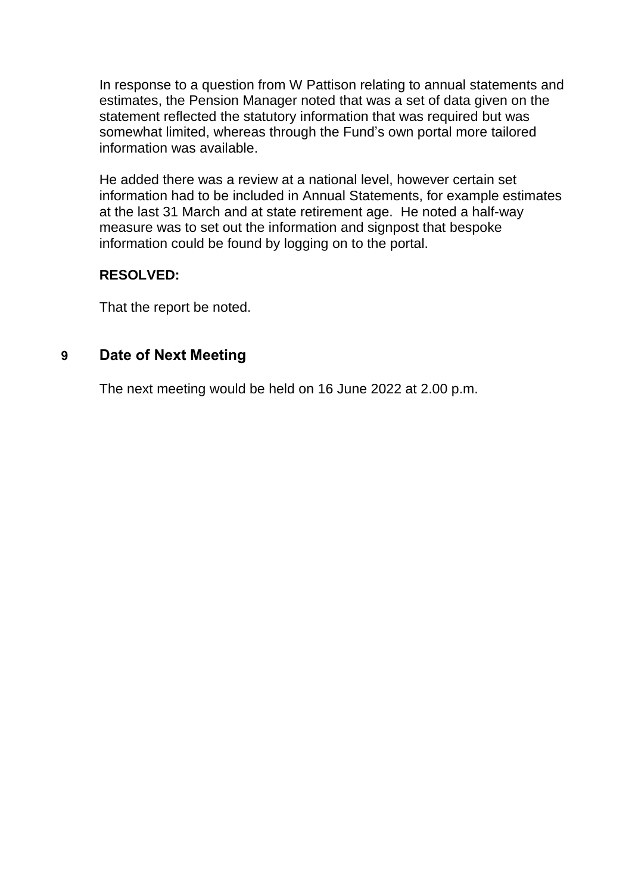In response to a question from W Pattison relating to annual statements and estimates, the Pension Manager noted that was a set of data given on the statement reflected the statutory information that was required but was somewhat limited, whereas through the Fund's own portal more tailored information was available.

He added there was a review at a national level, however certain set information had to be included in Annual Statements, for example estimates at the last 31 March and at state retirement age. He noted a half-way measure was to set out the information and signpost that bespoke information could be found by logging on to the portal.

**RESOLVED:**

That the report be noted.

## 9 Date of Next Meeting

The next meeting would be held on 16 June 2022 at 2.00 p.m.